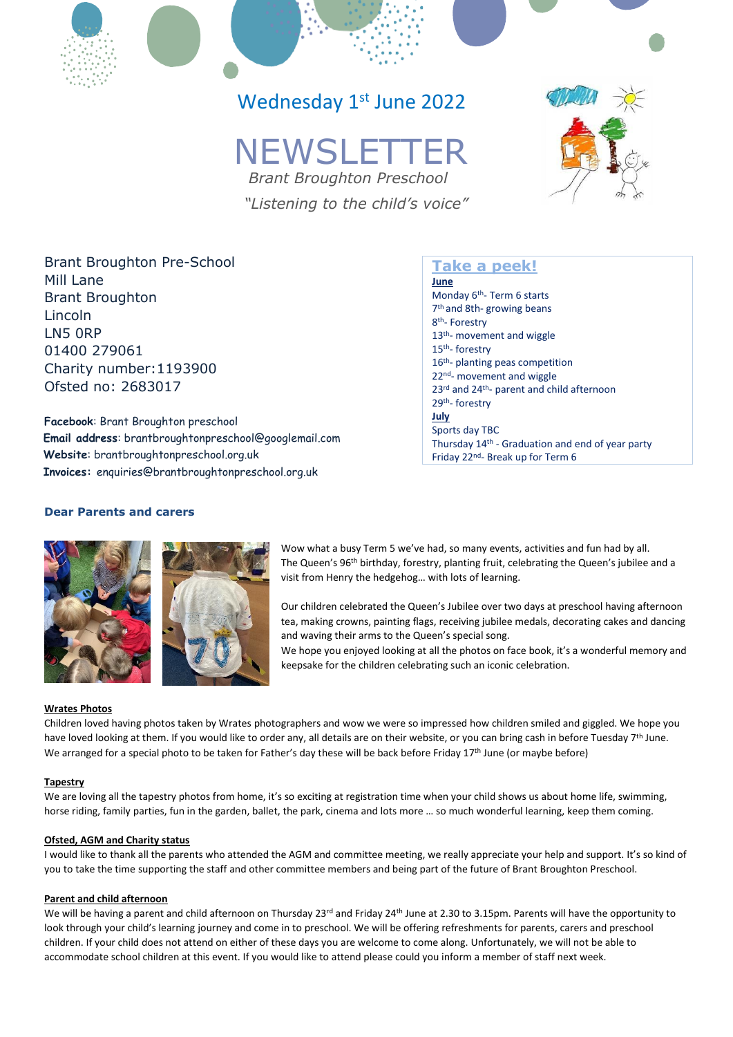Wednesday 1st June 2022

# NEWSLETTER

*Brant Broughton Preschool*

*"Listening to the child's voice"*

Brant Broughton Pre-School
Mill Lane
Brant Broughton
Lincoln
LN5 0RP
01400 279061
Charity number:1193900
Ofsted no: 2683017

**Facebook**: Brant Broughton preschool
**Email address**: brantbroughtonpreschool@googlemail.com
**Website**: brantbroughtonpreschool.org.uk
**Invoices:** enquiries@brantbroughtonpreschool.org.uk

## Take a peek!

**June**

Monday 6th- Term 6 starts
7th and 8th- growing beans
8th- Forestry
13th- movement and wiggle
15th- forestry
16th- planting peas competition
22nd- movement and wiggle
23rd and 24th- parent and child afternoon
29th- forestry

**July**

Sports day TBC
Thursday 14th - Graduation and end of year party
Friday 22nd- Break up for Term 6

### Dear Parents and carers

Wow what a busy Term 5 we've had, so many events, activities and fun had by all. The Queen's 96th birthday, forestry, planting fruit, celebrating the Queen's jubilee and a visit from Henry the hedgehog… with lots of learning.

Our children celebrated the Queen's Jubilee over two days at preschool having afternoon tea, making crowns, painting flags, receiving jubilee medals, decorating cakes and dancing and waving their arms to the Queen's special song.
We hope you enjoyed looking at all the photos on face book, it's a wonderful memory and keepsake for the children celebrating such an iconic celebration.

**Wrates Photos**

Children loved having photos taken by Wrates photographers and wow we were so impressed how children smiled and giggled. We hope you have loved looking at them. If you would like to order any, all details are on their website, or you can bring cash in before Tuesday 7th June. We arranged for a special photo to be taken for Father's day these will be back before Friday 17th June (or maybe before)

**Tapestry**

We are loving all the tapestry photos from home, it's so exciting at registration time when your child shows us about home life, swimming, horse riding, family parties, fun in the garden, ballet, the park, cinema and lots more … so much wonderful learning, keep them coming.

**Ofsted, AGM and Charity status**

I would like to thank all the parents who attended the AGM and committee meeting, we really appreciate your help and support. It's so kind of you to take the time supporting the staff and other committee members and being part of the future of Brant Broughton Preschool.

**Parent and child afternoon**

We will be having a parent and child afternoon on Thursday 23rd and Friday 24th June at 2.30 to 3.15pm. Parents will have the opportunity to look through your child's learning journey and come in to preschool. We will be offering refreshments for parents, carers and preschool children. If your child does not attend on either of these days you are welcome to come along. Unfortunately, we will not be able to accommodate school children at this event. If you would like to attend please could you inform a member of staff next week.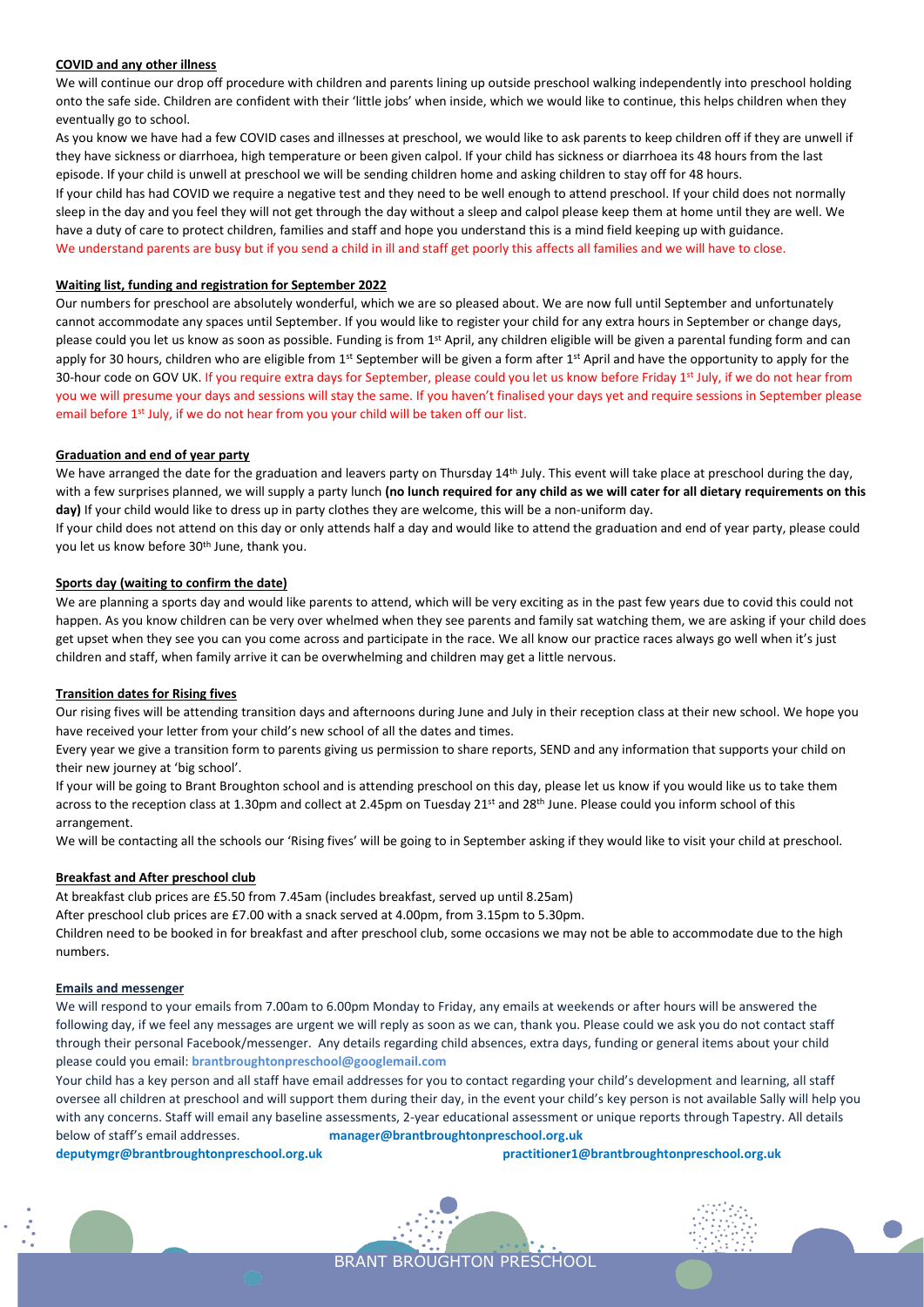## COVID and any other illness

We will continue our drop off procedure with children and parents lining up outside preschool walking independently into preschool holding onto the safe side. Children are confident with their 'little jobs' when inside, which we would like to continue, this helps children when they eventually go to school.

As you know we have had a few COVID cases and illnesses at preschool, we would like to ask parents to keep children off if they are unwell if they have sickness or diarrhoea, high temperature or been given calpol. If your child has sickness or diarrhoea its 48 hours from the last episode. If your child is unwell at preschool we will be sending children home and asking children to stay off for 48 hours.

If your child has had COVID we require a negative test and they need to be well enough to attend preschool. If your child does not normally sleep in the day and you feel they will not get through the day without a sleep and calpol please keep them at home until they are well. We have a duty of care to protect children, families and staff and hope you understand this is a mind field keeping up with guidance.

We understand parents are busy but if you send a child in ill and staff get poorly this affects all families and we will have to close.

## Waiting list, funding and registration for September 2022

Our numbers for preschool are absolutely wonderful, which we are so pleased about. We are now full until September and unfortunately cannot accommodate any spaces until September. If you would like to register your child for any extra hours in September or change days, please could you let us know as soon as possible. Funding is from 1st April, any children eligible will be given a parental funding form and can apply for 30 hours, children who are eligible from 1st September will be given a form after 1st April and have the opportunity to apply for the 30-hour code on GOV UK. If you require extra days for September, please could you let us know before Friday 1st July, if we do not hear from you we will presume your days and sessions will stay the same. If you haven't finalised your days yet and require sessions in September please email before 1st July, if we do not hear from you your child will be taken off our list.

## Graduation and end of year party

We have arranged the date for the graduation and leavers party on Thursday 14th July. This event will take place at preschool during the day, with a few surprises planned, we will supply a party lunch **(no lunch required for any child as we will cater for all dietary requirements on this day)** If your child would like to dress up in party clothes they are welcome, this will be a non-uniform day.

If your child does not attend on this day or only attends half a day and would like to attend the graduation and end of year party, please could you let us know before 30th June, thank you.

## Sports day (waiting to confirm the date)

We are planning a sports day and would like parents to attend, which will be very exciting as in the past few years due to covid this could not happen. As you know children can be very over whelmed when they see parents and family sat watching them, we are asking if your child does get upset when they see you can you come across and participate in the race. We all know our practice races always go well when it's just children and staff, when family arrive it can be overwhelming and children may get a little nervous.

## Transition dates for Rising fives

Our rising fives will be attending transition days and afternoons during June and July in their reception class at their new school. We hope you have received your letter from your child's new school of all the dates and times.

Every year we give a transition form to parents giving us permission to share reports, SEND and any information that supports your child on their new journey at 'big school'.

If your will be going to Brant Broughton school and is attending preschool on this day, please let us know if you would like us to take them across to the reception class at 1.30pm and collect at 2.45pm on Tuesday 21st and 28th June. Please could you inform school of this arrangement.

We will be contacting all the schools our 'Rising fives' will be going to in September asking if they would like to visit your child at preschool.

## Breakfast and After preschool club

At breakfast club prices are £5.50 from 7.45am (includes breakfast, served up until 8.25am)

After preschool club prices are £7.00 with a snack served at 4.00pm, from 3.15pm to 5.30pm.

Children need to be booked in for breakfast and after preschool club, some occasions we may not be able to accommodate due to the high numbers.

## Emails and messenger

We will respond to your emails from 7.00am to 6.00pm Monday to Friday, any emails at weekends or after hours will be answered the following day, if we feel any messages are urgent we will reply as soon as we can, thank you. Please could we ask you do not contact staff through their personal Facebook/messenger. Any details regarding child absences, extra days, funding or general items about your child please could you email: **brantbroughtonpreschool@googlemail.com**

Your child has a key person and all staff have email addresses for you to contact regarding your child's development and learning, all staff oversee all children at preschool and will support them during their day, in the event your child's key person is not available Sally will help you with any concerns. Staff will email any baseline assessments, 2-year educational assessment or unique reports through Tapestry. All details below of staff's email addresses. **manager@brantbroughtonpreschool.org.uk**

**deputymgr@brantbroughtonpreschool.org.uk** **practitioner1@brantbroughtonpreschool.org.uk**